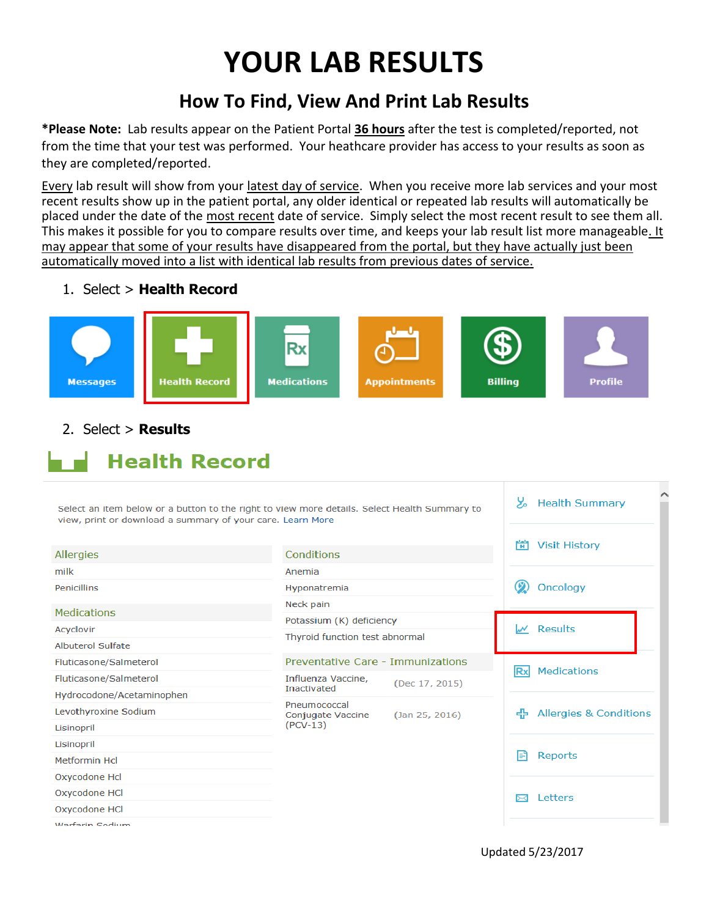# YOUR LAB RESULTS

## How To Find, View And Print Lab Results

**\*Please Note:** Lab results appear on the Patient Portal 36 hours after the test is completed/reported, not from the time that your test was performed. Your heathcare provider has access to your results as soon as they are completed/reported.

Every lab result will show from your latest day of service. When you receive more lab services and your most recent results show up in the patient portal, any older identical or repeated lab results will automatically be placed under the date of the most recent date of service. Simply select the most recent result to see them all. This makes it possible for you to compare results over time, and keeps your lab result list more manageable. It may appear that some of your results have disappeared from the portal, but they have actually just been automatically moved into a list with identical lab results from previous dates of service.

1. Select > **Health Record**

2. Select > **Results**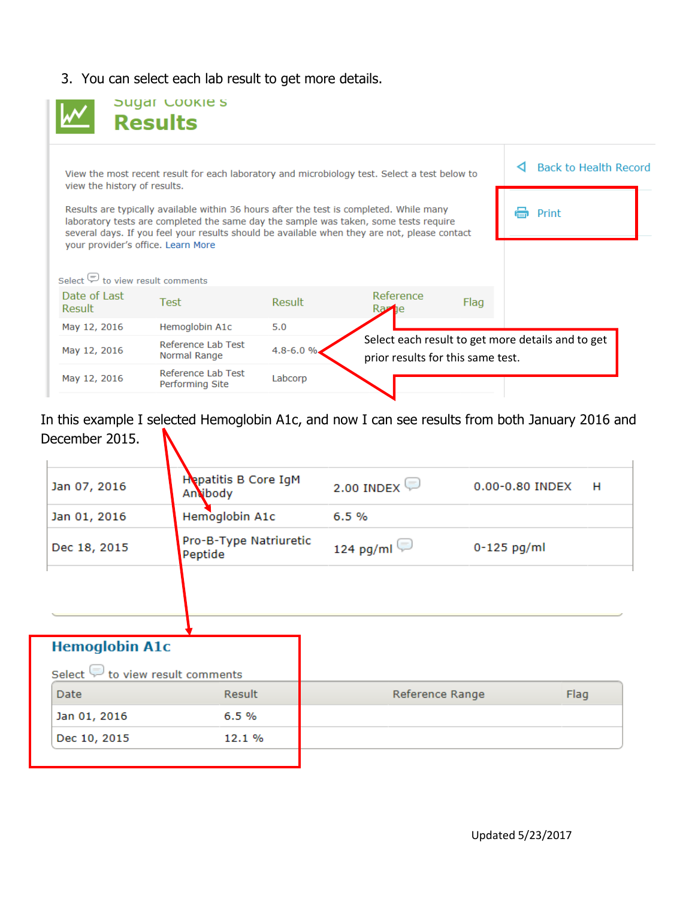3. You can select each lab result to get more details.

Sugar Cookie's

# Results

Back to Health Record

Print

View the most recent result for each laboratory and microbiology test. Select a test below to view the history of results.

Results are typically available within 36 hours after the test is completed. While many laboratory tests are completed the same day the sample was taken, some tests require several days. If you feel your results should be available when they are not, please contact your provider's office. Learn More

Select to view result comments

| Date of Last Result | Test | Result | Reference Range | Flag |
|---|---|---|---|---|
| May 12, 2016 | Hemoglobin A1c | 5.0 | | |
| May 12, 2016 | Reference Lab Test Normal Range | 4.8-6.0 % | | |
| May 12, 2016 | Reference Lab Test Performing Site | Labcorp | | |

Select each result to get more details and to get prior results for this same test.

In this example I selected Hemoglobin A1c, and now I can see results from both January 2016 and December 2015.

| | | | | |
|---|---|---|---|---|
| Jan 07, 2016 | Hepatitis B Core IgM Antibody | 2.00 INDEX | 0.00-0.80 INDEX | H |
| Jan 01, 2016 | Hemoglobin A1c | 6.5 % | | |
| Dec 18, 2015 | Pro-B-Type Natriuretic Peptide | 124 pg/ml | 0-125 pg/ml | |

## Hemoglobin A1c

Select to view result comments

| Date | Result | Reference Range | Flag |
|---|---|---|---|
| Jan 01, 2016 | 6.5 % | | |
| Dec 10, 2015 | 12.1 % | | |

Updated 5/23/2017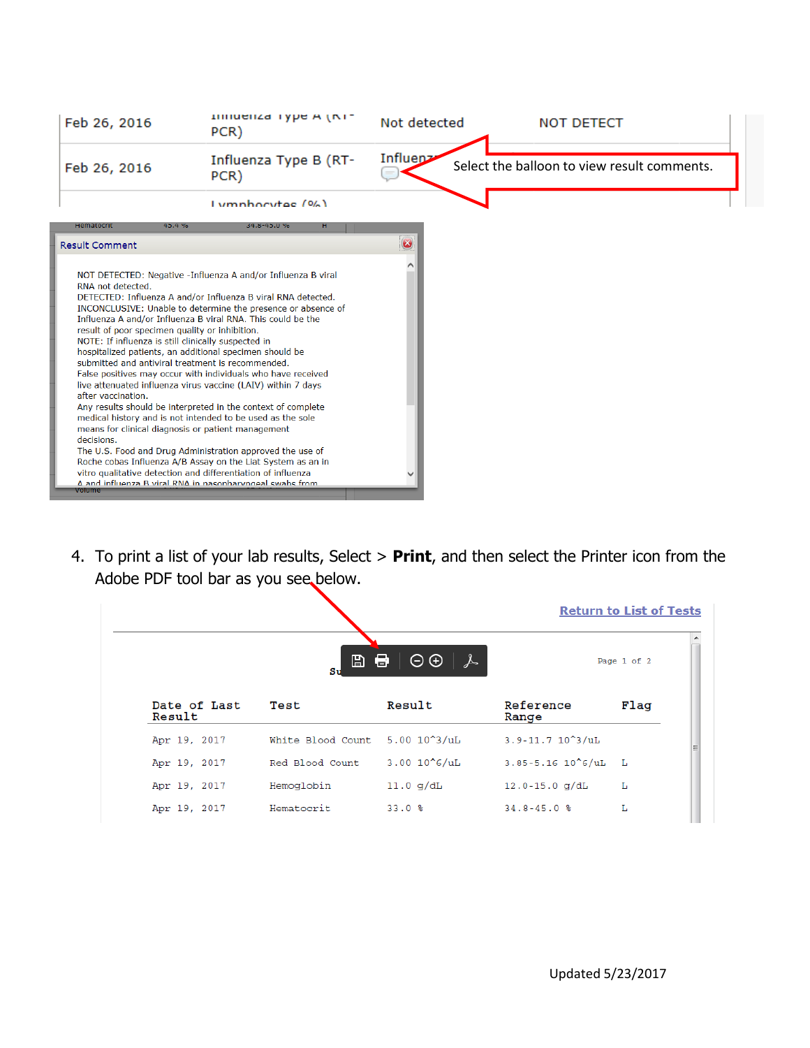| | | | |
|---|---|---|---|
| Feb 26, 2016 | Influenza Type A (RT-PCR) | Not detected | NOT DETECT |
| Feb 26, 2016 | Influenza Type B (RT-PCR) | Influenz | |

Select the balloon to view result comments.

**Result Comment**

NOT DETECTED: Negative -Influenza A and/or Influenza B viral RNA not detected.
DETECTED: Influenza A and/or Influenza B viral RNA detected.
INCONCLUSIVE: Unable to determine the presence or absence of Influenza A and/or Influenza B viral RNA. This could be the result of poor specimen quality or inhibition.
NOTE: If influenza is still clinically suspected in hospitalized patients, an additional specimen should be submitted and antiviral treatment is recommended.
False positives may occur with individuals who have received live attenuated influenza virus vaccine (LAIV) within 7 days after vaccination.
Any results should be interpreted in the context of complete medical history and is not intended to be used as the sole means for clinical diagnosis or patient management decisions.
The U.S. Food and Drug Administration approved the use of Roche cobas Influenza A/B Assay on the Liat System as an in vitro qualitative detection and differentiation of influenza A and influenza B viral RNA in nasopharyngeal swabs from

4. To print a list of your lab results, Select > **Print**, and then select the Printer icon from the Adobe PDF tool bar as you see below.

Return to List of Tests

Page 1 of 2

| Date of Last Result | Test | Result | Reference Range | Flag |
|---|---|---|---|---|
| Apr 19, 2017 | White Blood Count | 5.00 10^3/uL | 3.9-11.7 10^3/uL | |
| Apr 19, 2017 | Red Blood Count | 3.00 10^6/uL | 3.85-5.16 10^6/uL | L |
| Apr 19, 2017 | Hemoglobin | 11.0 g/dL | 12.0-15.0 g/dL | L |
| Apr 19, 2017 | Hematocrit | 33.0 % | 34.8-45.0 % | L |

Updated 5/23/2017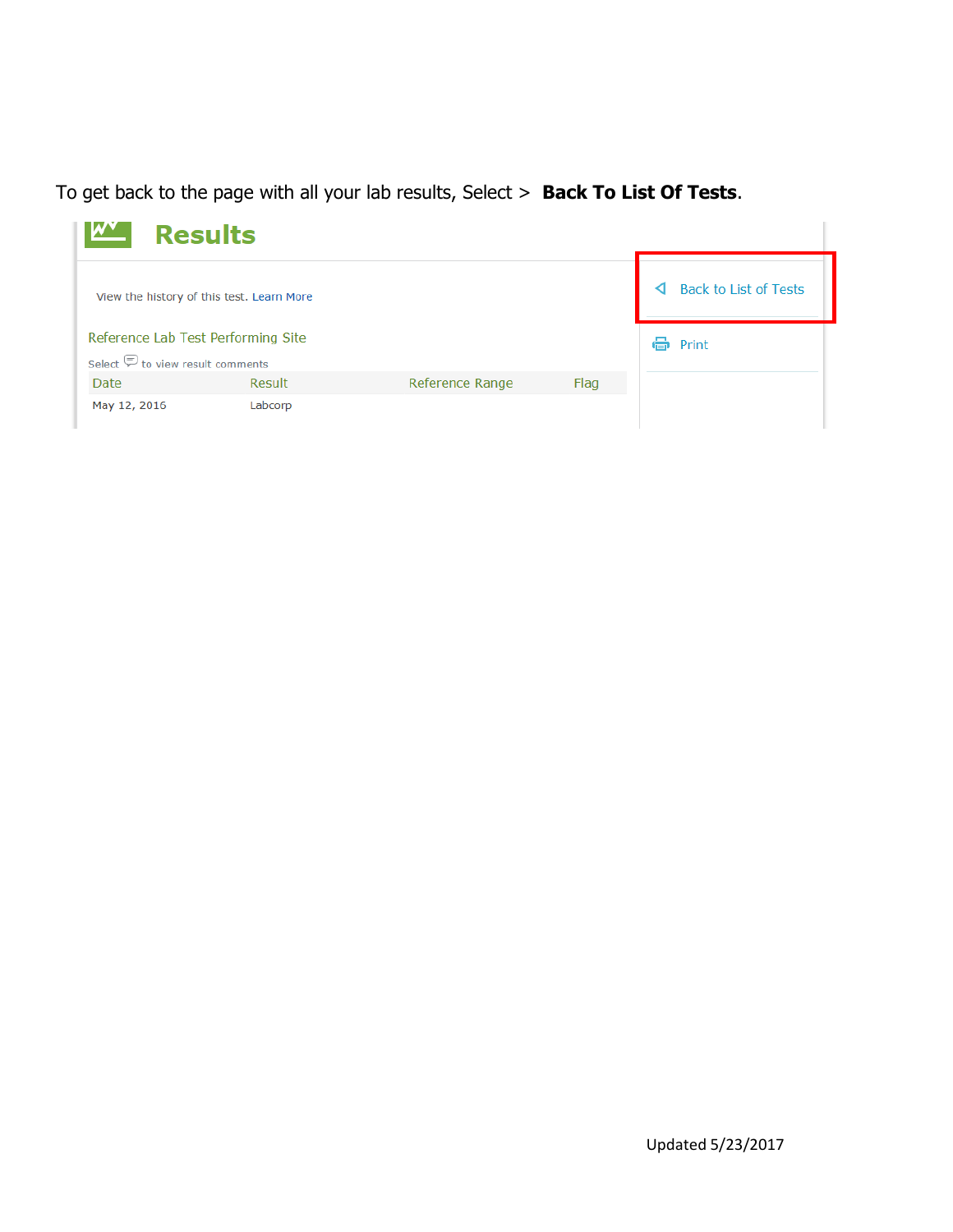To get back to the page with all your lab results, Select > **Back To List Of Tests**.

Results

View the history of this test. Learn More

Back to List of Tests

Print

Reference Lab Test Performing Site

Select to view result comments

| Date | Result | Reference Range | Flag |
| --- | --- | --- | --- |
| May 12, 2016 | Labcorp | | |

Updated 5/23/2017